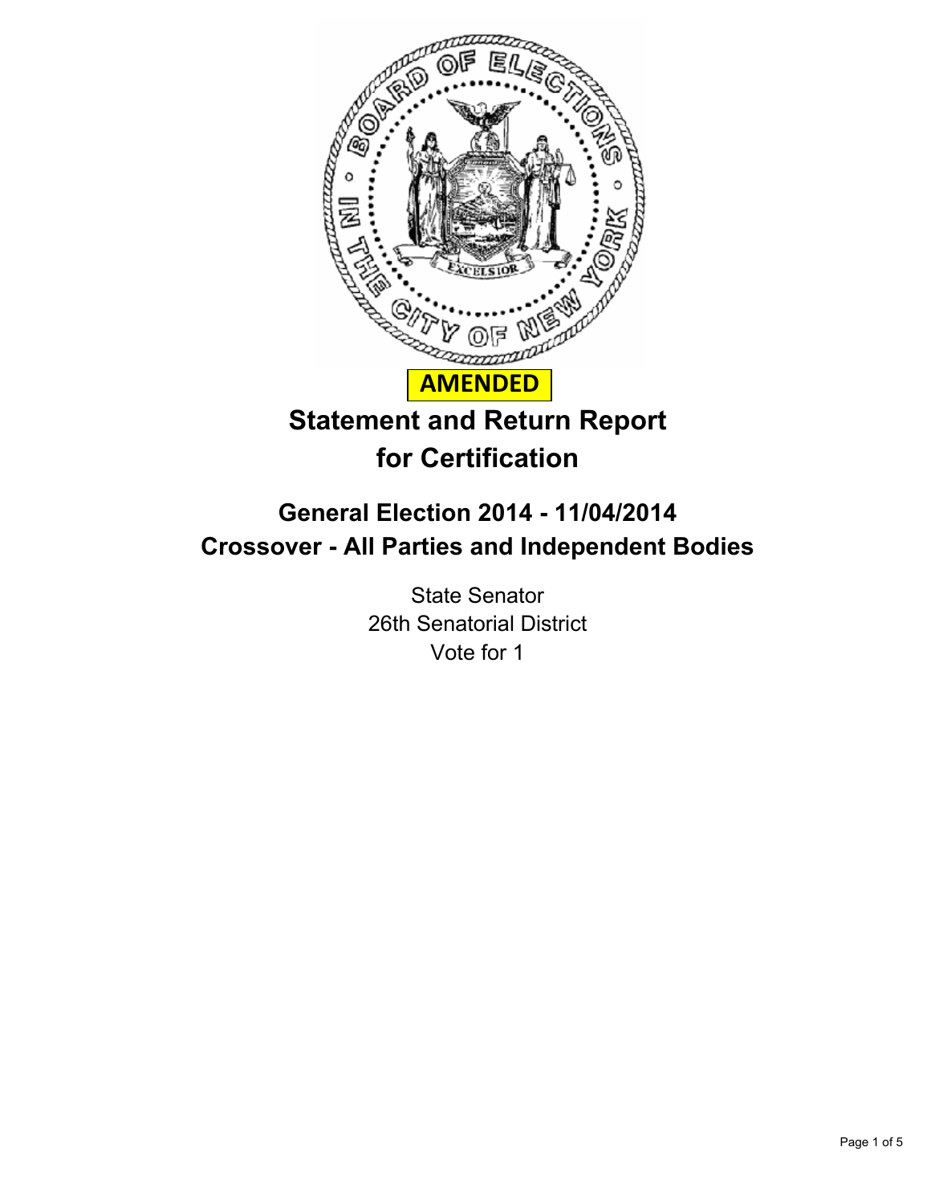**AMENDED**

# Statement and Return Report for Certification

## General Election 2014 - 11/04/2014
## Crossover - All Parties and Independent Bodies

State Senator
26th Senatorial District
Vote for 1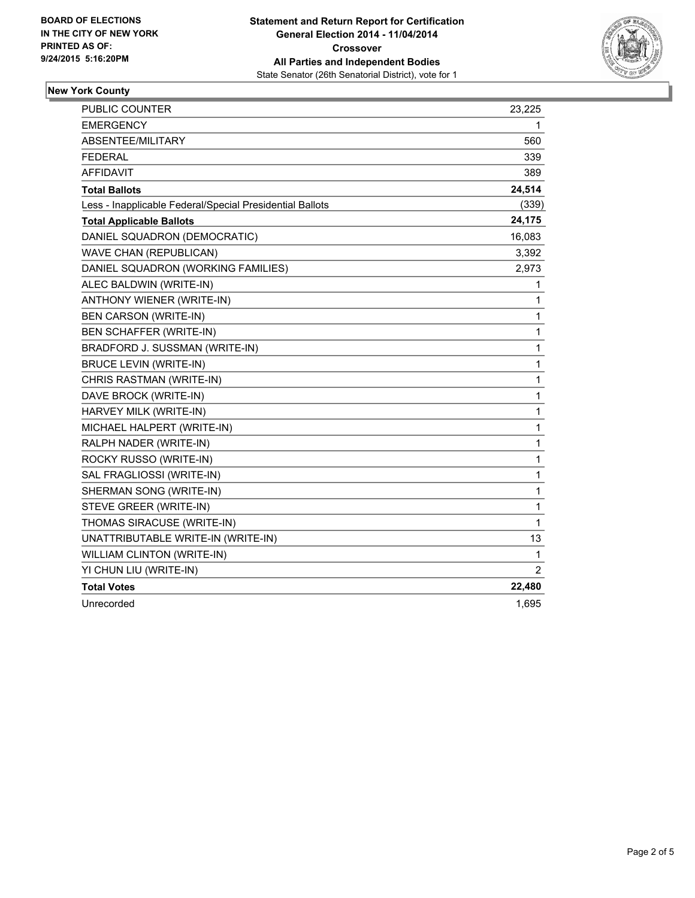**BOARD OF ELECTIONS**
**IN THE CITY OF NEW YORK**
**PRINTED AS OF:**
**9/24/2015 5:16:20PM**

**Statement and Return Report for Certification**
**General Election 2014 - 11/04/2014**
**Crossover**
**All Parties and Independent Bodies**
State Senator (26th Senatorial District), vote for 1

### New York County

| | |
|---|---|
| PUBLIC COUNTER | 23,225 |
| EMERGENCY | 1 |
| ABSENTEE/MILITARY | 560 |
| FEDERAL | 339 |
| AFFIDAVIT | 389 |
| **Total Ballots** | **24,514** |
| Less - Inapplicable Federal/Special Presidential Ballots | (339) |
| **Total Applicable Ballots** | **24,175** |
| DANIEL SQUADRON (DEMOCRATIC) | 16,083 |
| WAVE CHAN (REPUBLICAN) | 3,392 |
| DANIEL SQUADRON (WORKING FAMILIES) | 2,973 |
| ALEC BALDWIN (WRITE-IN) | 1 |
| ANTHONY WIENER (WRITE-IN) | 1 |
| BEN CARSON (WRITE-IN) | 1 |
| BEN SCHAFFER (WRITE-IN) | 1 |
| BRADFORD J. SUSSMAN (WRITE-IN) | 1 |
| BRUCE LEVIN (WRITE-IN) | 1 |
| CHRIS RASTMAN (WRITE-IN) | 1 |
| DAVE BROCK (WRITE-IN) | 1 |
| HARVEY MILK (WRITE-IN) | 1 |
| MICHAEL HALPERT (WRITE-IN) | 1 |
| RALPH NADER (WRITE-IN) | 1 |
| ROCKY RUSSO (WRITE-IN) | 1 |
| SAL FRAGLIOSSI (WRITE-IN) | 1 |
| SHERMAN SONG (WRITE-IN) | 1 |
| STEVE GREER (WRITE-IN) | 1 |
| THOMAS SIRACUSE (WRITE-IN) | 1 |
| UNATTRIBUTABLE WRITE-IN (WRITE-IN) | 13 |
| WILLIAM CLINTON (WRITE-IN) | 1 |
| YI CHUN LIU (WRITE-IN) | 2 |
| **Total Votes** | **22,480** |
| Unrecorded | 1,695 |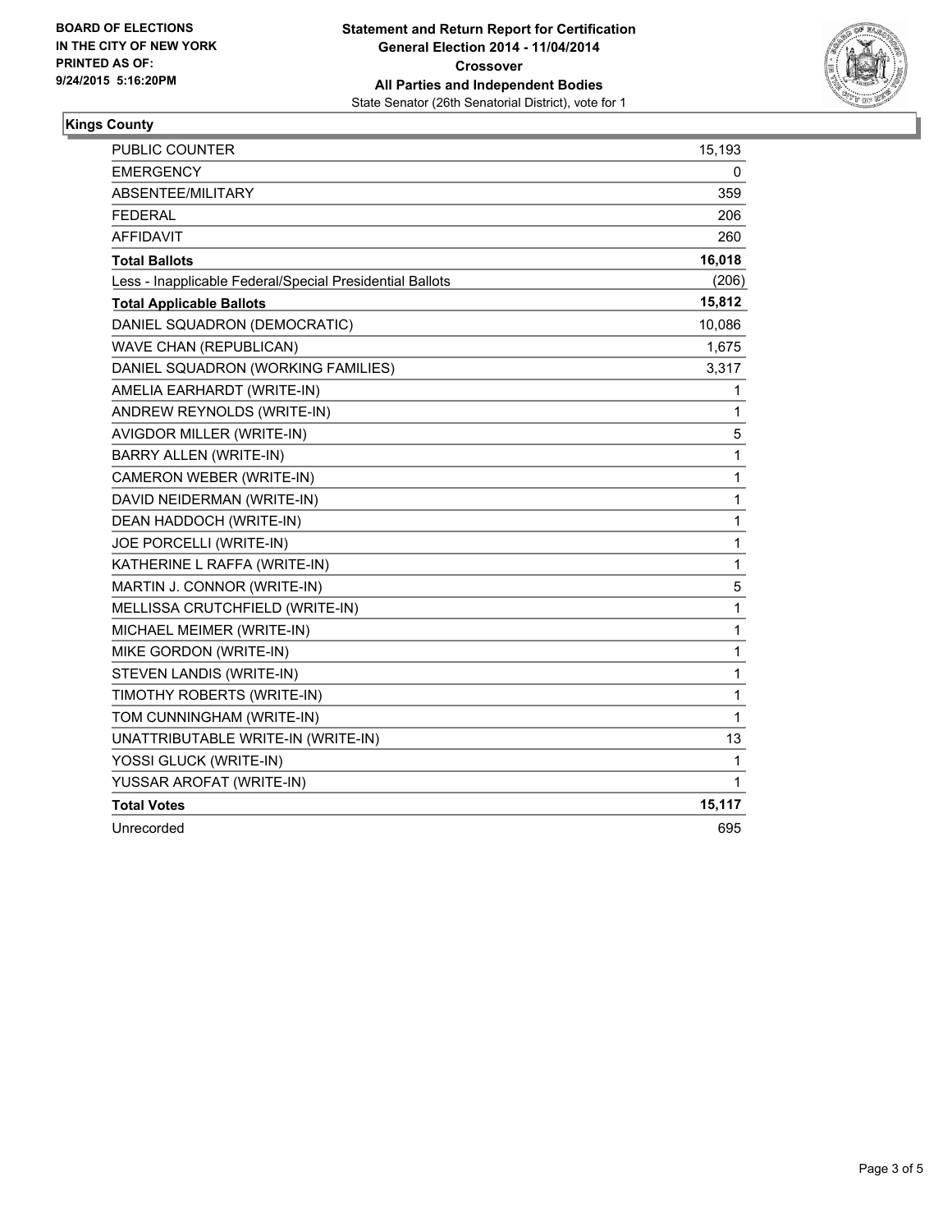**BOARD OF ELECTIONS IN THE CITY OF NEW YORK PRINTED AS OF: 9/24/2015 5:16:20PM**

**Statement and Return Report for Certification**
**General Election 2014 - 11/04/2014**
**Crossover**
**All Parties and Independent Bodies**
State Senator (26th Senatorial District), vote for 1

## Kings County

| | |
|---|---|
| PUBLIC COUNTER | 15,193 |
| EMERGENCY | 0 |
| ABSENTEE/MILITARY | 359 |
| FEDERAL | 206 |
| AFFIDAVIT | 260 |
| **Total Ballots** | **16,018** |
| Less - Inapplicable Federal/Special Presidential Ballots | (206) |
| **Total Applicable Ballots** | **15,812** |
| DANIEL SQUADRON (DEMOCRATIC) | 10,086 |
| WAVE CHAN (REPUBLICAN) | 1,675 |
| DANIEL SQUADRON (WORKING FAMILIES) | 3,317 |
| AMELIA EARHARDT (WRITE-IN) | 1 |
| ANDREW REYNOLDS (WRITE-IN) | 1 |
| AVIGDOR MILLER (WRITE-IN) | 5 |
| BARRY ALLEN (WRITE-IN) | 1 |
| CAMERON WEBER (WRITE-IN) | 1 |
| DAVID NEIDERMAN (WRITE-IN) | 1 |
| DEAN HADDOCH (WRITE-IN) | 1 |
| JOE PORCELLI (WRITE-IN) | 1 |
| KATHERINE L RAFFA (WRITE-IN) | 1 |
| MARTIN J. CONNOR (WRITE-IN) | 5 |
| MELLISSA CRUTCHFIELD (WRITE-IN) | 1 |
| MICHAEL MEIMER (WRITE-IN) | 1 |
| MIKE GORDON (WRITE-IN) | 1 |
| STEVEN LANDIS (WRITE-IN) | 1 |
| TIMOTHY ROBERTS (WRITE-IN) | 1 |
| TOM CUNNINGHAM (WRITE-IN) | 1 |
| UNATTRIBUTABLE WRITE-IN (WRITE-IN) | 13 |
| YOSSI GLUCK (WRITE-IN) | 1 |
| YUSSAR AROFAT (WRITE-IN) | 1 |
| **Total Votes** | **15,117** |
| Unrecorded | 695 |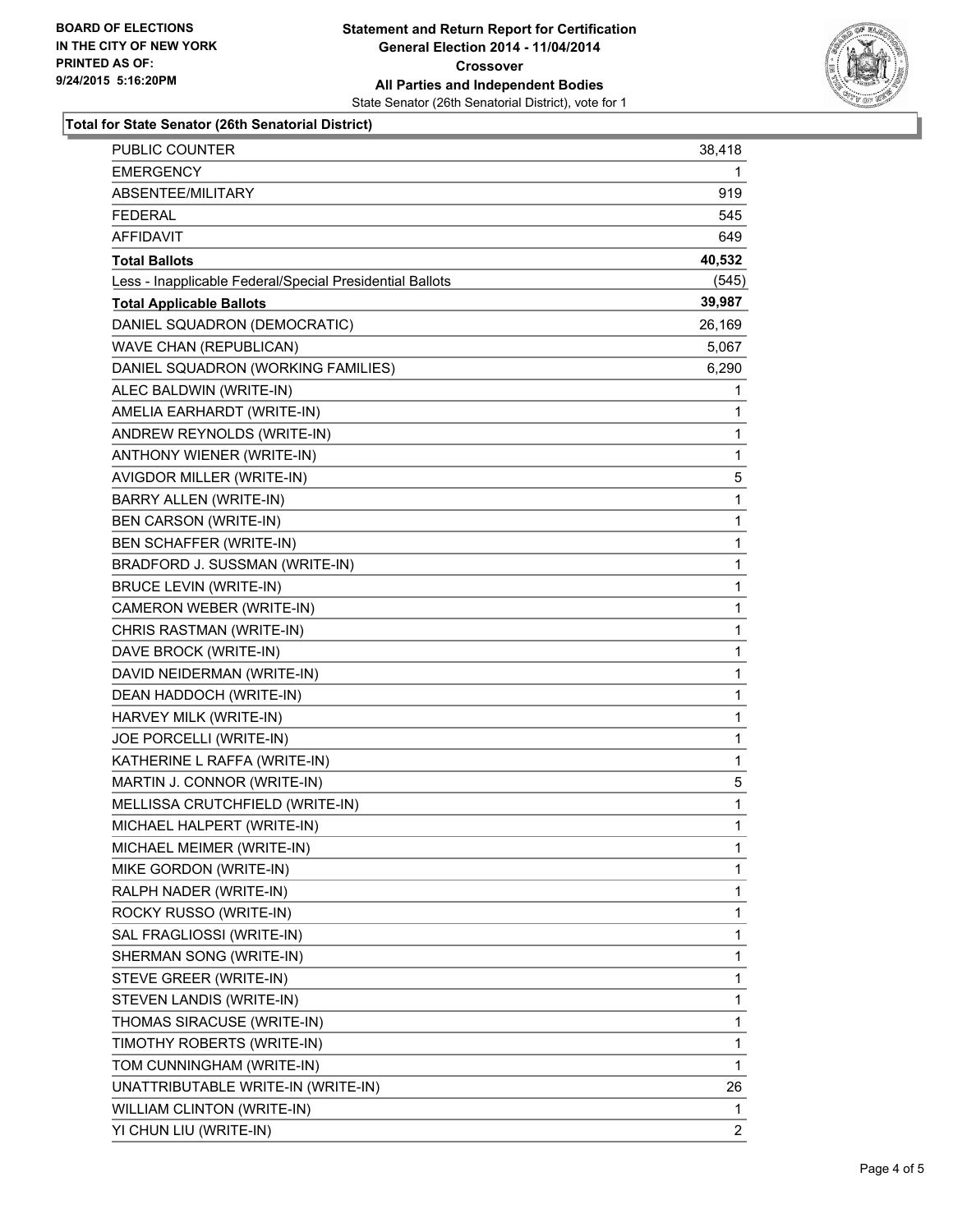**BOARD OF ELECTIONS**
**IN THE CITY OF NEW YORK**
**PRINTED AS OF:**
**9/24/2015 5:16:20PM**

**Statement and Return Report for Certification**
**General Election 2014 - 11/04/2014**
**Crossover**
**All Parties and Independent Bodies**
State Senator (26th Senatorial District), vote for 1

**Total for State Senator (26th Senatorial District)**

| | |
|---|---|
| PUBLIC COUNTER | 38,418 |
| EMERGENCY | 1 |
| ABSENTEE/MILITARY | 919 |
| FEDERAL | 545 |
| AFFIDAVIT | 649 |
| **Total Ballots** | **40,532** |
| Less - Inapplicable Federal/Special Presidential Ballots | (545) |
| **Total Applicable Ballots** | **39,987** |
| DANIEL SQUADRON (DEMOCRATIC) | 26,169 |
| WAVE CHAN (REPUBLICAN) | 5,067 |
| DANIEL SQUADRON (WORKING FAMILIES) | 6,290 |
| ALEC BALDWIN (WRITE-IN) | 1 |
| AMELIA EARHARDT (WRITE-IN) | 1 |
| ANDREW REYNOLDS (WRITE-IN) | 1 |
| ANTHONY WIENER (WRITE-IN) | 1 |
| AVIGDOR MILLER (WRITE-IN) | 5 |
| BARRY ALLEN (WRITE-IN) | 1 |
| BEN CARSON (WRITE-IN) | 1 |
| BEN SCHAFFER (WRITE-IN) | 1 |
| BRADFORD J. SUSSMAN (WRITE-IN) | 1 |
| BRUCE LEVIN (WRITE-IN) | 1 |
| CAMERON WEBER (WRITE-IN) | 1 |
| CHRIS RASTMAN (WRITE-IN) | 1 |
| DAVE BROCK (WRITE-IN) | 1 |
| DAVID NEIDERMAN (WRITE-IN) | 1 |
| DEAN HADDOCH (WRITE-IN) | 1 |
| HARVEY MILK (WRITE-IN) | 1 |
| JOE PORCELLI (WRITE-IN) | 1 |
| KATHERINE L RAFFA (WRITE-IN) | 1 |
| MARTIN J. CONNOR (WRITE-IN) | 5 |
| MELLISSA CRUTCHFIELD (WRITE-IN) | 1 |
| MICHAEL HALPERT (WRITE-IN) | 1 |
| MICHAEL MEIMER (WRITE-IN) | 1 |
| MIKE GORDON (WRITE-IN) | 1 |
| RALPH NADER (WRITE-IN) | 1 |
| ROCKY RUSSO (WRITE-IN) | 1 |
| SAL FRAGLIOSSI (WRITE-IN) | 1 |
| SHERMAN SONG (WRITE-IN) | 1 |
| STEVE GREER (WRITE-IN) | 1 |
| STEVEN LANDIS (WRITE-IN) | 1 |
| THOMAS SIRACUSE (WRITE-IN) | 1 |
| TIMOTHY ROBERTS (WRITE-IN) | 1 |
| TOM CUNNINGHAM (WRITE-IN) | 1 |
| UNATTRIBUTABLE WRITE-IN (WRITE-IN) | 26 |
| WILLIAM CLINTON (WRITE-IN) | 1 |
| YI CHUN LIU (WRITE-IN) | 2 |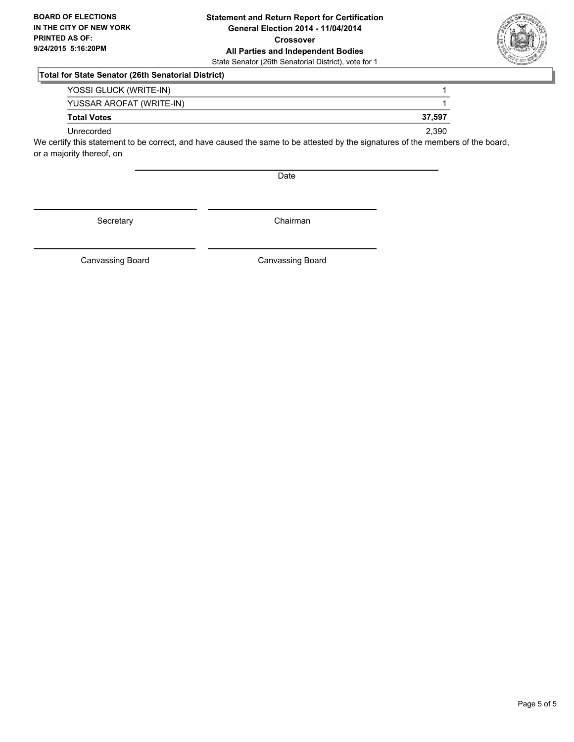**BOARD OF ELECTIONS IN THE CITY OF NEW YORK PRINTED AS OF: 9/24/2015 5:16:20PM**

**Statement and Return Report for Certification**
**General Election 2014 - 11/04/2014**
**Crossover**
**All Parties and Independent Bodies**
State Senator (26th Senatorial District), vote for 1

**Total for State Senator (26th Senatorial District)**

| | |
|---|---|
| YOSSI GLUCK (WRITE-IN) | 1 |
| YUSSAR AROFAT (WRITE-IN) | 1 |
| **Total Votes** | **37,597** |
| Unrecorded | 2,390 |

We certify this statement to be correct, and have caused the same to be attested by the signatures of the members of the board, or a majority thereof, on

Date

Secretary

Chairman

Canvassing Board

Canvassing Board